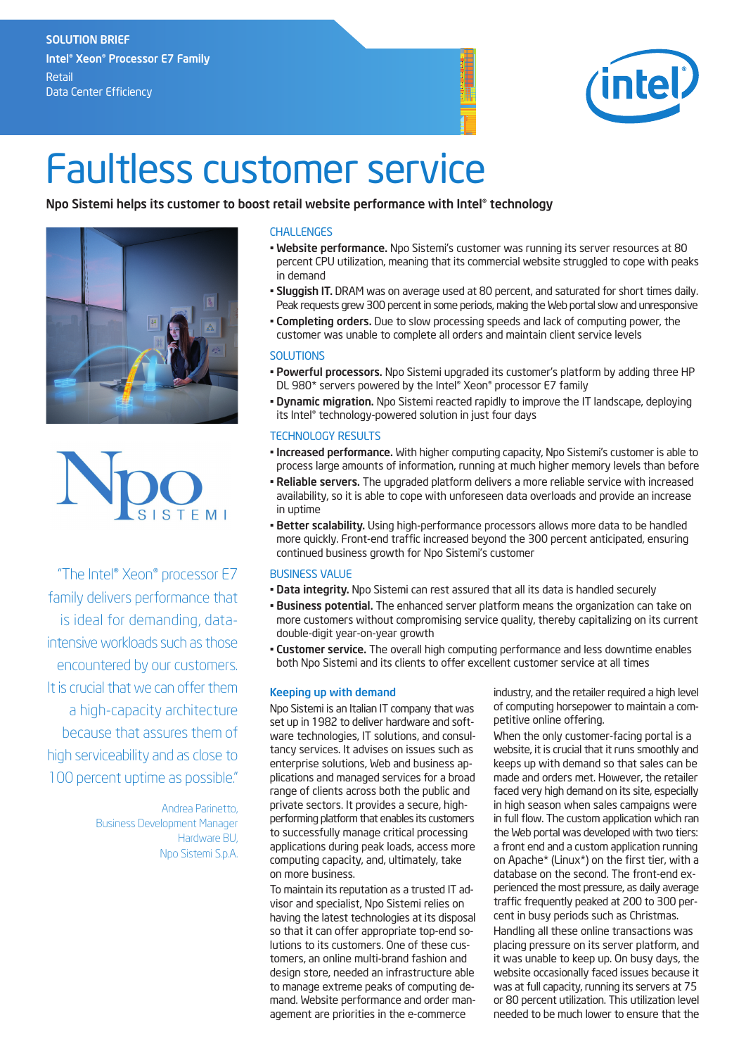SOLUTION BRIEF
Intel® Xeon® Processor E7 Family
Retail
Data Center Efficiency

# Faultless customer service

**Npo Sistemi helps its customer to boost retail website performance with Intel® technology**

"The Intel® Xeon® processor E7 family delivers performance that is ideal for demanding, data-intensive workloads such as those encountered by our customers. It is crucial that we can offer them a high-capacity architecture because that assures them of high serviceability and as close to 100 percent uptime as possible."

Andrea Parinetto,
Business Development Manager
Hardware BU,
Npo Sistemi S.p.A.

## CHALLENGES

- **Website performance.** Npo Sistemi's customer was running its server resources at 80 percent CPU utilization, meaning that its commercial website struggled to cope with peaks in demand
- **Sluggish IT.** DRAM was on average used at 80 percent, and saturated for short times daily. Peak requests grew 300 percent in some periods, making the Web portal slow and unresponsive
- **Completing orders.** Due to slow processing speeds and lack of computing power, the customer was unable to complete all orders and maintain client service levels

## SOLUTIONS

- **Powerful processors.** Npo Sistemi upgraded its customer's platform by adding three HP DL 980* servers powered by the Intel® Xeon® processor E7 family
- **Dynamic migration.** Npo Sistemi reacted rapidly to improve the IT landscape, deploying its Intel® technology-powered solution in just four days

## TECHNOLOGY RESULTS

- **Increased performance.** With higher computing capacity, Npo Sistemi's customer is able to process large amounts of information, running at much higher memory levels than before
- **Reliable servers.** The upgraded platform delivers a more reliable service with increased availability, so it is able to cope with unforeseen data overloads and provide an increase in uptime
- **Better scalability.** Using high-performance processors allows more data to be handled more quickly. Front-end traffic increased beyond the 300 percent anticipated, ensuring continued business growth for Npo Sistemi's customer

## BUSINESS VALUE

- **Data integrity.** Npo Sistemi can rest assured that all its data is handled securely
- **Business potential.** The enhanced server platform means the organization can take on more customers without compromising service quality, thereby capitalizing on its current double-digit year-on-year growth
- **Customer service.** The overall high computing performance and less downtime enables both Npo Sistemi and its clients to offer excellent customer service at all times

## Keeping up with demand

Npo Sistemi is an Italian IT company that was set up in 1982 to deliver hardware and software technologies, IT solutions, and consultancy services. It advises on issues such as enterprise solutions, Web and business applications and managed services for a broad range of clients across both the public and private sectors. It provides a secure, high-performing platform that enables its customers to successfully manage critical processing applications during peak loads, access more computing capacity, and, ultimately, take on more business.

To maintain its reputation as a trusted IT advisor and specialist, Npo Sistemi relies on having the latest technologies at its disposal so that it can offer appropriate top-end solutions to its customers. One of these customers, an online multi-brand fashion and design store, needed an infrastructure able to manage extreme peaks of computing demand. Website performance and order management are priorities in the e-commerce industry, and the retailer required a high level of computing horsepower to maintain a competitive online offering.

When the only customer-facing portal is a website, it is crucial that it runs smoothly and keeps up with demand so that sales can be made and orders met. However, the retailer faced very high demand on its site, especially in high season when sales campaigns were in full flow. The custom application which ran the Web portal was developed with two tiers: a front end and a custom application running on Apache* (Linux*) on the first tier, with a database on the second. The front-end experienced the most pressure, as daily average traffic frequently peaked at 200 to 300 percent in busy periods such as Christmas.

Handling all these online transactions was placing pressure on its server platform, and it was unable to keep up. On busy days, the website occasionally faced issues because it was at full capacity, running its servers at 75 or 80 percent utilization. This utilization level needed to be much lower to ensure that the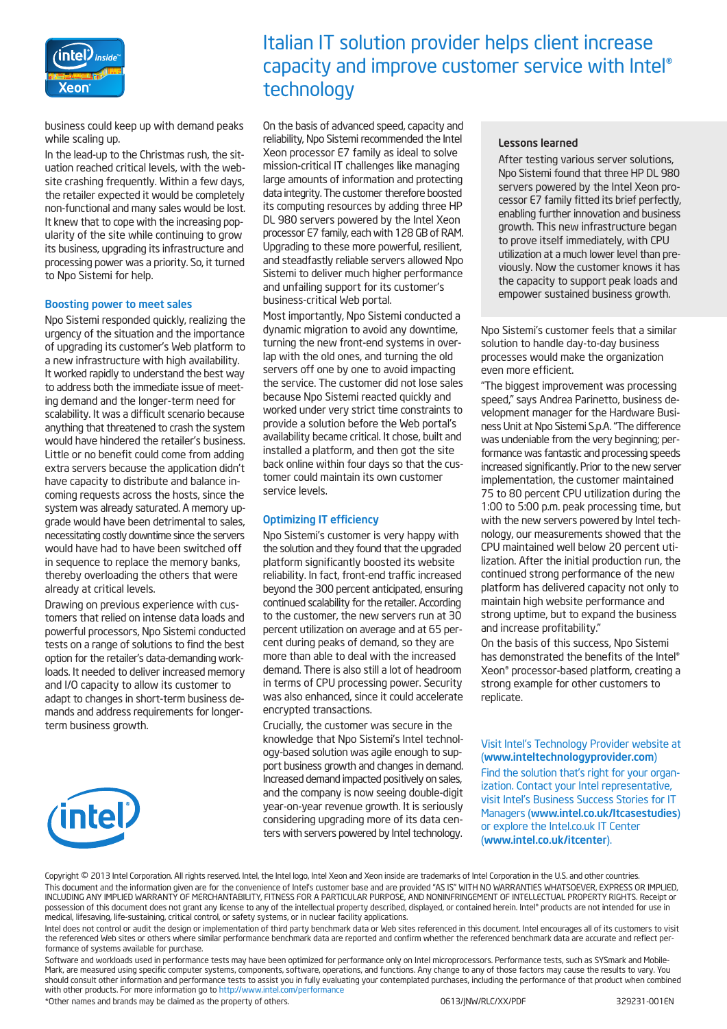# Italian IT solution provider helps client increase capacity and improve customer service with Intel® technology

business could keep up with demand peaks while scaling up.

In the lead-up to the Christmas rush, the situation reached critical levels, with the website crashing frequently. Within a few days, the retailer expected it would be completely non-functional and many sales would be lost. It knew that to cope with the increasing popularity of the site while continuing to grow its business, upgrading its infrastructure and processing power was a priority. So, it turned to Npo Sistemi for help.

## Boosting power to meet sales

Npo Sistemi responded quickly, realizing the urgency of the situation and the importance of upgrading its customer's Web platform to a new infrastructure with high availability. It worked rapidly to understand the best way to address both the immediate issue of meeting demand and the longer-term need for scalability. It was a difficult scenario because anything that threatened to crash the system would have hindered the retailer's business. Little or no benefit could come from adding extra servers because the application didn't have capacity to distribute and balance incoming requests across the hosts, since the system was already saturated. A memory upgrade would have been detrimental to sales, necessitating costly downtime since the servers would have had to have been switched off in sequence to replace the memory banks, thereby overloading the others that were already at critical levels.

Drawing on previous experience with customers that relied on intense data loads and powerful processors, Npo Sistemi conducted tests on a range of solutions to find the best option for the retailer's data-demanding workloads. It needed to deliver increased memory and I/O capacity to allow its customer to adapt to changes in short-term business demands and address requirements for longer-term business growth.

On the basis of advanced speed, capacity and reliability, Npo Sistemi recommended the Intel Xeon processor E7 family as ideal to solve mission-critical IT challenges like managing large amounts of information and protecting data integrity. The customer therefore boosted its computing resources by adding three HP DL 980 servers powered by the Intel Xeon processor E7 family, each with 128 GB of RAM. Upgrading to these more powerful, resilient, and steadfastly reliable servers allowed Npo Sistemi to deliver much higher performance and unfailing support for its customer's business-critical Web portal.

Most importantly, Npo Sistemi conducted a dynamic migration to avoid any downtime, turning the new front-end systems in overlap with the old ones, and turning the old servers off one by one to avoid impacting the service. The customer did not lose sales because Npo Sistemi reacted quickly and worked under very strict time constraints to provide a solution before the Web portal's availability became critical. It chose, built and installed a platform, and then got the site back online within four days so that the customer could maintain its own customer service levels.

## Optimizing IT efficiency

Npo Sistemi's customer is very happy with the solution and they found that the upgraded platform significantly boosted its website reliability. In fact, front-end traffic increased beyond the 300 percent anticipated, ensuring continued scalability for the retailer. According to the customer, the new servers run at 30 percent utilization on average and at 65 percent during peaks of demand, so they are more than able to deal with the increased demand. There is also still a lot of headroom in terms of CPU processing power. Security was also enhanced, since it could accelerate encrypted transactions.

Crucially, the customer was secure in the knowledge that Npo Sistemi's Intel technology-based solution was agile enough to support business growth and changes in demand. Increased demand impacted positively on sales, and the company is now seeing double-digit year-on-year revenue growth. It is seriously considering upgrading more of its data centers with servers powered by Intel technology.

### Lessons learned

After testing various server solutions, Npo Sistemi found that three HP DL 980 servers powered by the Intel Xeon processor E7 family fitted its brief perfectly, enabling further innovation and business growth. This new infrastructure began to prove itself immediately, with CPU utilization at a much lower level than previously. Now the customer knows it has the capacity to support peak loads and empower sustained business growth.

Npo Sistemi's customer feels that a similar solution to handle day-to-day business processes would make the organization even more efficient.

"The biggest improvement was processing speed," says Andrea Parinetto, business development manager for the Hardware Business Unit at Npo Sistemi S.p.A. "The difference was undeniable from the very beginning; performance was fantastic and processing speeds increased significantly. Prior to the new server implementation, the customer maintained 75 to 80 percent CPU utilization during the 1:00 to 5:00 p.m. peak processing time, but with the new servers powered by Intel technology, our measurements showed that the CPU maintained well below 20 percent utilization. After the initial production run, the continued strong performance of the new platform has delivered capacity not only to maintain high website performance and strong uptime, but to expand the business and increase profitability."

On the basis of this success, Npo Sistemi has demonstrated the benefits of the Intel® Xeon® processor-based platform, creating a strong example for other customers to replicate.

Visit Intel's Technology Provider website at (**www.inteltechnologyprovider.com**)

Find the solution that's right for your organization. Contact your Intel representative, visit Intel's Business Success Stories for IT Managers (**www.intel.co.uk/Itcasestudies**) or explore the Intel.co.uk IT Center (**www.intel.co.uk/itcenter**).

Copyright © 2013 Intel Corporation. All rights reserved. Intel, the Intel logo, Intel Xeon and Xeon inside are trademarks of Intel Corporation in the U.S. and other countries.

This document and the information given are for the convenience of Intel's customer base and are provided "AS IS" WITH NO WARRANTIES WHATSOEVER, EXPRESS OR IMPLIED, INCLUDING ANY IMPLIED WARRANTY OF MERCHANTABILITY, FITNESS FOR A PARTICULAR PURPOSE, AND NONINFRINGEMENT OF INTELLECTUAL PROPERTY RIGHTS. Receipt or possession of this document does not grant any license to any of the intellectual property described, displayed, or contained herein. Intel® products are not intended for use in medical, lifesaving, life-sustaining, critical control, or safety systems, or in nuclear facility applications.

Intel does not control or audit the design or implementation of third party benchmark data or Web sites referenced in this document. Intel encourages all of its customers to visit the referenced Web sites or others where similar performance benchmark data are reported and confirm whether the referenced benchmark data are accurate and reflect performance of systems available for purchase.

Software and workloads used in performance tests may have been optimized for performance only on Intel microprocessors. Performance tests, such as SYSmark and MobileMark, are measured using specific computer systems, components, software, operations, and functions. Any change to any of those factors may cause the results to vary. You should consult other information and performance tests to assist you in fully evaluating your contemplated purchases, including the performance of that product when combined with other products. For more information go to http://www.intel.com/performance

*Other names and brands may be claimed as the property of others.

0613/JNW/RLC/XX/PDF 329231-001EN